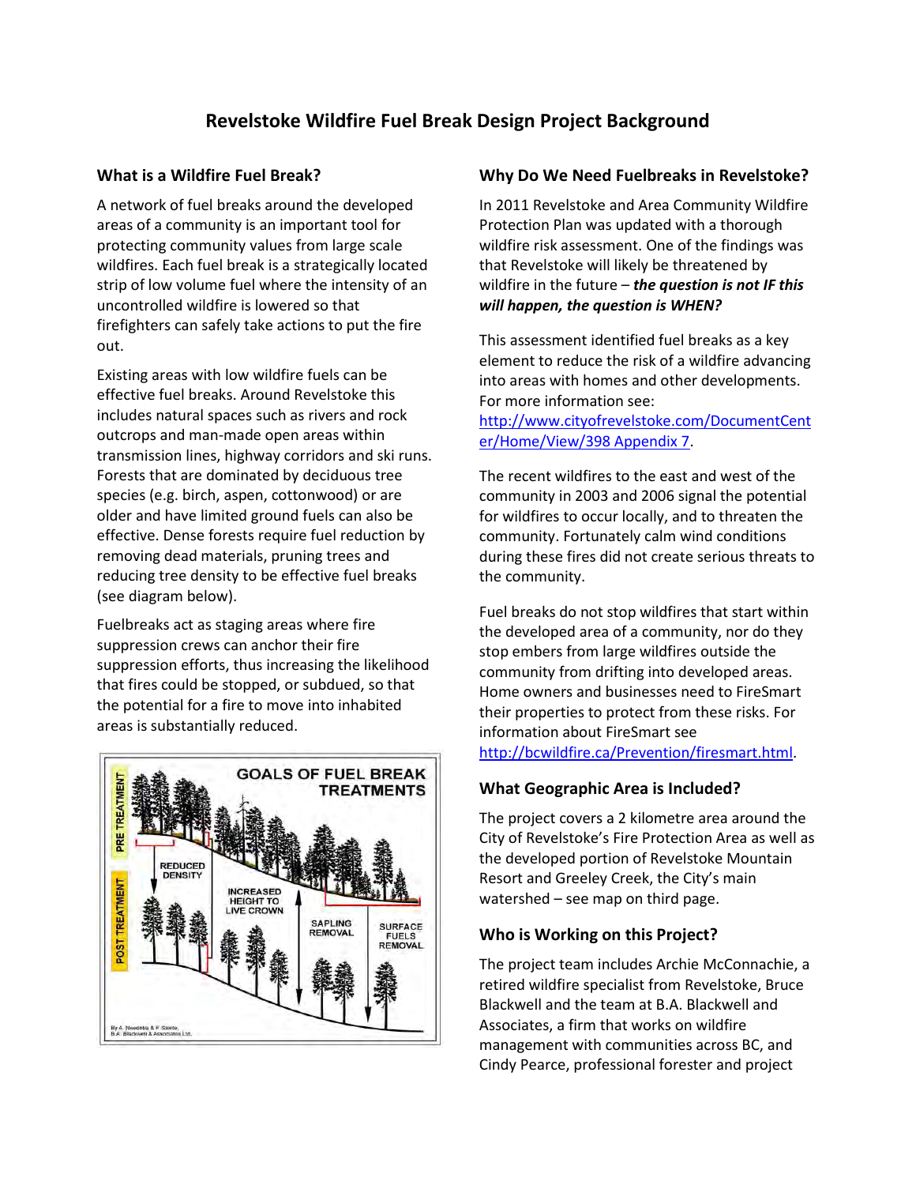# Revelstoke Wildfire Fuel Break Design Project Background

## What is a Wildfire Fuel Break?

A network of fuel breaks around the developed areas of a community is an important tool for protecting community values from large scale wildfires. Each fuel break is a strategically located strip of low volume fuel where the intensity of an uncontrolled wildfire is lowered so that firefighters can safely take actions to put the fire out.

Existing areas with low wildfire fuels can be effective fuel breaks. Around Revelstoke this includes natural spaces such as rivers and rock outcrops and man-made open areas within transmission lines, highway corridors and ski runs. Forests that are dominated by deciduous tree species (e.g. birch, aspen, cottonwood) or are older and have limited ground fuels can also be effective. Dense forests require fuel reduction by removing dead materials, pruning trees and reducing tree density to be effective fuel breaks (see diagram below).

Fuelbreaks act as staging areas where fire suppression crews can anchor their fire suppression efforts, thus increasing the likelihood that fires could be stopped, or subdued, so that the potential for a fire to move into inhabited areas is substantially reduced.

GOALS OF FUEL BREAK TREATMENTS

PRE TREATMENT

POST TREATMENT

REDUCED DENSITY

INCREASED HEIGHT TO LIVE CROWN

SAPLING REMOVAL

SURFACE FUELS REMOVAL

By A. Needoba & F. Steele, B.A. Blackwell & Associates Ltd.

## Why Do We Need Fuelbreaks in Revelstoke?

In 2011 Revelstoke and Area Community Wildfire Protection Plan was updated with a thorough wildfire risk assessment. One of the findings was that Revelstoke will likely be threatened by wildfire in the future – ***the question is not IF this will happen, the question is WHEN?***

This assessment identified fuel breaks as a key element to reduce the risk of a wildfire advancing into areas with homes and other developments. For more information see: [http://www.cityofrevelstoke.com/DocumentCenter/Home/View/398 Appendix 7](http://www.cityofrevelstoke.com/DocumentCenter/Home/View/398).

The recent wildfires to the east and west of the community in 2003 and 2006 signal the potential for wildfires to occur locally, and to threaten the community. Fortunately calm wind conditions during these fires did not create serious threats to the community.

Fuel breaks do not stop wildfires that start within the developed area of a community, nor do they stop embers from large wildfires outside the community from drifting into developed areas. Home owners and businesses need to FireSmart their properties to protect from these risks. For information about FireSmart see [http://bcwildfire.ca/Prevention/firesmart.html](http://bcwildfire.ca/Prevention/firesmart.html).

## What Geographic Area is Included?

The project covers a 2 kilometre area around the City of Revelstoke's Fire Protection Area as well as the developed portion of Revelstoke Mountain Resort and Greeley Creek, the City's main watershed – see map on third page.

## Who is Working on this Project?

The project team includes Archie McConnachie, a retired wildfire specialist from Revelstoke, Bruce Blackwell and the team at B.A. Blackwell and Associates, a firm that works on wildfire management with communities across BC, and Cindy Pearce, professional forester and project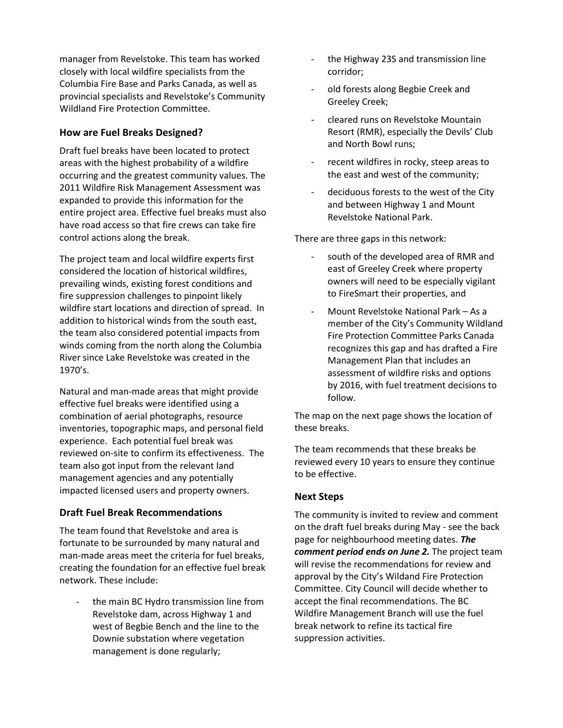manager from Revelstoke. This team has worked closely with local wildfire specialists from the Columbia Fire Base and Parks Canada, as well as provincial specialists and Revelstoke's Community Wildland Fire Protection Committee.

## How are Fuel Breaks Designed?

Draft fuel breaks have been located to protect areas with the highest probability of a wildfire occurring and the greatest community values. The 2011 Wildfire Risk Management Assessment was expanded to provide this information for the entire project area. Effective fuel breaks must also have road access so that fire crews can take fire control actions along the break.

The project team and local wildfire experts first considered the location of historical wildfires, prevailing winds, existing forest conditions and fire suppression challenges to pinpoint likely wildfire start locations and direction of spread. In addition to historical winds from the south east, the team also considered potential impacts from winds coming from the north along the Columbia River since Lake Revelstoke was created in the 1970's.

Natural and man-made areas that might provide effective fuel breaks were identified using a combination of aerial photographs, resource inventories, topographic maps, and personal field experience. Each potential fuel break was reviewed on-site to confirm its effectiveness. The team also got input from the relevant land management agencies and any potentially impacted licensed users and property owners.

## Draft Fuel Break Recommendations

The team found that Revelstoke and area is fortunate to be surrounded by many natural and man-made areas meet the criteria for fuel breaks, creating the foundation for an effective fuel break network. These include:

- the main BC Hydro transmission line from Revelstoke dam, across Highway 1 and west of Begbie Bench and the line to the Downie substation where vegetation management is done regularly;
- the Highway 23S and transmission line corridor;
- old forests along Begbie Creek and Greeley Creek;
- cleared runs on Revelstoke Mountain Resort (RMR), especially the Devils' Club and North Bowl runs;
- recent wildfires in rocky, steep areas to the east and west of the community;
- deciduous forests to the west of the City and between Highway 1 and Mount Revelstoke National Park.

There are three gaps in this network:

- south of the developed area of RMR and east of Greeley Creek where property owners will need to be especially vigilant to FireSmart their properties, and
- Mount Revelstoke National Park – As a member of the City's Community Wildland Fire Protection Committee Parks Canada recognizes this gap and has drafted a Fire Management Plan that includes an assessment of wildfire risks and options by 2016, with fuel treatment decisions to follow.

The map on the next page shows the location of these breaks.

The team recommends that these breaks be reviewed every 10 years to ensure they continue to be effective.

## Next Steps

The community is invited to review and comment on the draft fuel breaks during May - see the back page for neighbourhood meeting dates. ***The comment period ends on June 2.*** The project team will revise the recommendations for review and approval by the City's Wildand Fire Protection Committee. City Council will decide whether to accept the final recommendations. The BC Wildfire Management Branch will use the fuel break network to refine its tactical fire suppression activities.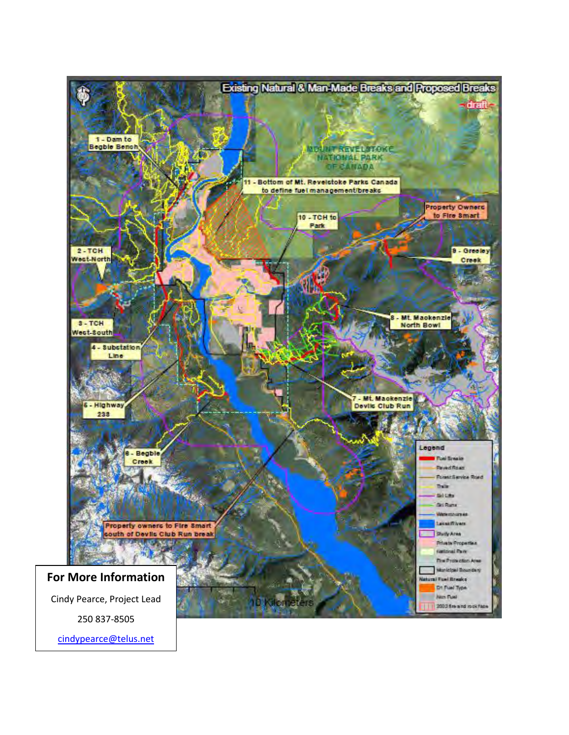**Existing Natural & Man-Made Breaks and Proposed Breaks**

- draft -

MOUNT REVELSTOKE NATIONAL PARK OF CANADA

1 - Dam to Begbie Bench

2 - TCH West-North

3 - TCH West-South

4 - Substation Line

5 - Begbie Creek

6 - Highway 23S

7 - Mt. Mackenzie Devils Club Run

8 - Mt. Mackenzie North Bowl

9 - Greeley Creek

10 - TCH to Park

11 - Bottom of Mt. Revelstoke Parks Canada to define fuel management/breaks

Property Owners to Fire Smart

Property owners to Fire Smart south of Devils Club Run break

10 Kilometers

**Legend**

- Fuel Breaks
- Paved Road
- Forest Service Road
- Trails
- Ski Lifts
- Ski Runs
- Watercourses
- Lakes/Rivers
- Study Area
- Private Properties
- National Park
- Fire Protection Area
- Municipal Boundary

Natural Fuel Breaks

- Dri Fuel Type
- Non Fuel
- 2003 fire and rock face

**For More Information**

Cindy Pearce, Project Lead

250 837-8505

cindypearce@telus.net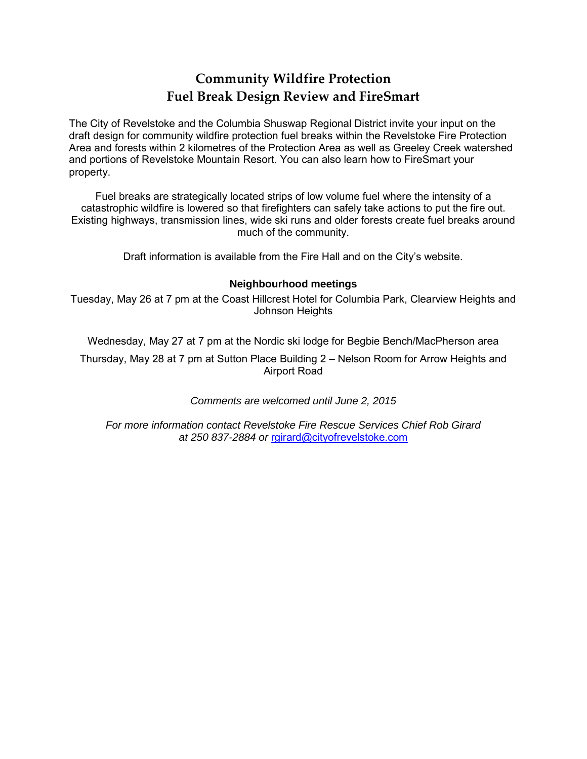# Community Wildfire Protection
# Fuel Break Design Review and FireSmart

The City of Revelstoke and the Columbia Shuswap Regional District invite your input on the draft design for community wildfire protection fuel breaks within the Revelstoke Fire Protection Area and forests within 2 kilometres of the Protection Area as well as Greeley Creek watershed and portions of Revelstoke Mountain Resort. You can also learn how to FireSmart your property.

Fuel breaks are strategically located strips of low volume fuel where the intensity of a catastrophic wildfire is lowered so that firefighters can safely take actions to put the fire out. Existing highways, transmission lines, wide ski runs and older forests create fuel breaks around much of the community.

Draft information is available from the Fire Hall and on the City's website.

**Neighbourhood meetings**

Tuesday, May 26 at 7 pm at the Coast Hillcrest Hotel for Columbia Park, Clearview Heights and Johnson Heights

Wednesday, May 27 at 7 pm at the Nordic ski lodge for Begbie Bench/MacPherson area

Thursday, May 28 at 7 pm at Sutton Place Building 2 – Nelson Room for Arrow Heights and Airport Road

*Comments are welcomed until June 2, 2015*

*For more information contact Revelstoke Fire Rescue Services Chief Rob Girard at 250 837-2884 or* rgirard@cityofrevelstoke.com